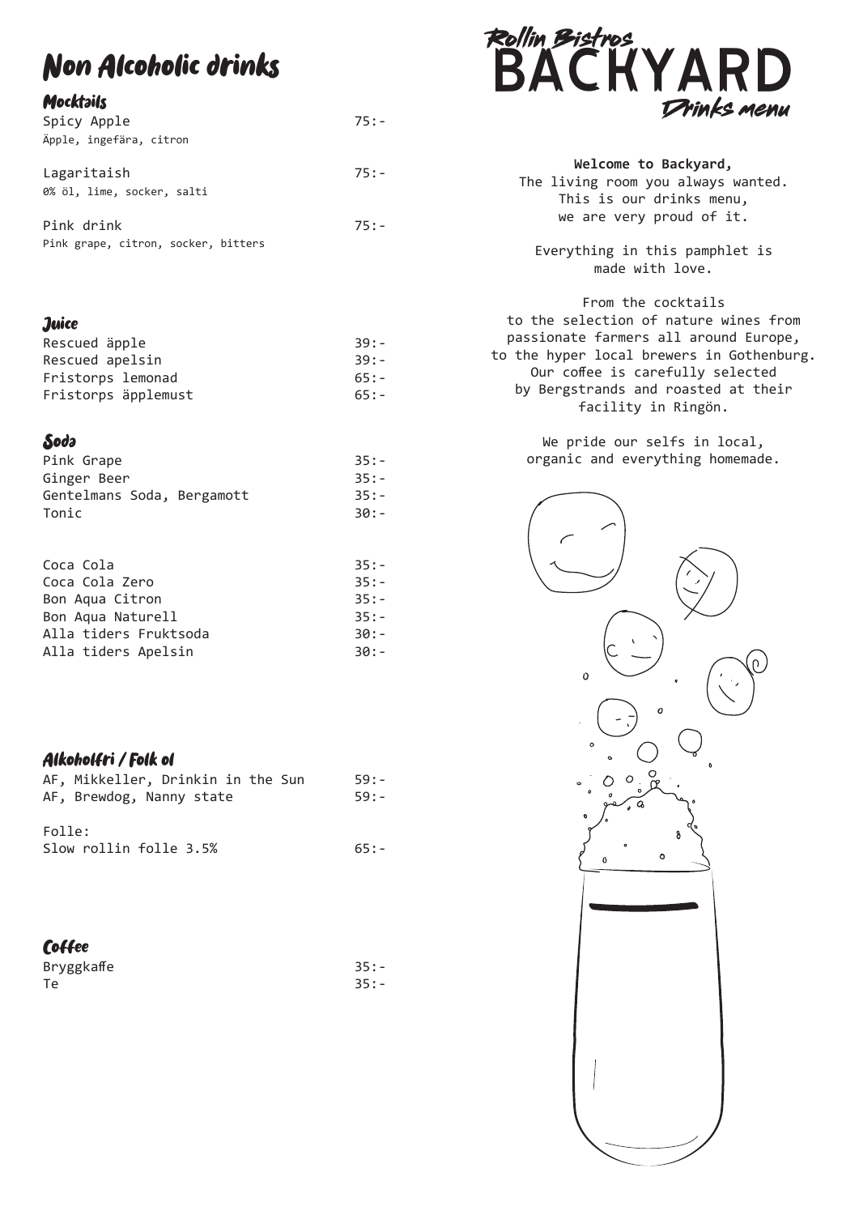# Non Alcoholic drinks

### Mocktails

Spicy Apple 75:-
Äpple, ingefära, citron

Lagaritaish 75:-
0% öl, lime, socker, salti

Pink drink 75:-
Pink grape, citron, socker, bitters

### Juice

| | |
|---|---|
| Rescued äpple | 39:- |
| Rescued apelsin | 39:- |
| Fristorps lemonad | 65:- |
| Fristorps äpplemust | 65:- |

### Soda

| | |
|---|---|
| Pink Grape | 35:- |
| Ginger Beer | 35:- |
| Gentelmans Soda, Bergamott | 35:- |
| Tonic | 30:- |

| | |
|---|---|
| Coca Cola | 35:- |
| Coca Cola Zero | 35:- |
| Bon Aqua Citron | 35:- |
| Bon Aqua Naturell | 35:- |
| Alla tiders Fruktsoda | 30:- |
| Alla tiders Apelsin | 30:- |

### Alkoholfri / Folk öl

| | |
|---|---|
| AF, Mikkeller, Drinkin in the Sun | 59:- |
| AF, Brewdog, Nanny state | 59:- |

Folle:
Slow rollin folle 3.5% 65:-

### Coffee

| | |
|---|---|
| Bryggkaffe | 35:- |
| Te | 35:- |

# Rollin Bistros BACKYARD Drinks menu

**Welcome to Backyard,**
The living room you always wanted.
This is our drinks menu,
we are very proud of it.

Everything in this pamphlet is
made with love.

From the cocktails
to the selection of nature wines from
passionate farmers all around Europe,
to the hyper local brewers in Gothenburg.
Our coffee is carefully selected
by Bergstrands and roasted at their
facility in Ringön.

We pride our selfs in local,
organic and everything homemade.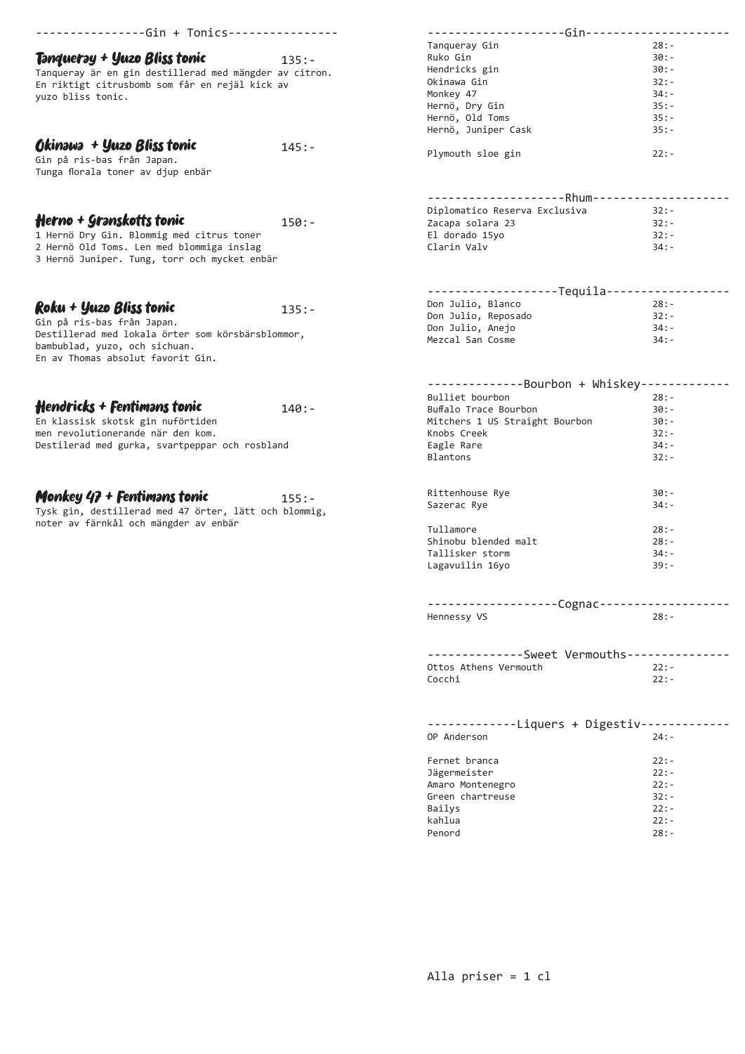## Gin + Tonics

### Tanqueray + Yuzo Bliss tonic — 135:-
Tanqueray är en gin destillerad med mängder av citron.
En riktigt citrusbomb som får en rejäl kick av yuzo bliss tonic.

### Okinawa + Yuzo Bliss tonic — 145:-
Gin på ris-bas från Japan.
Tunga florala toner av djup enbär

### Herno + Granskotts tonic — 150:-
1 Hernö Dry Gin. Blommig med citrus toner
2 Hernö Old Toms. Len med blommiga inslag
3 Hernö Juniper. Tung, torr och mycket enbär

### Roku + Yuzo Bliss tonic — 135:-
Gin på ris-bas från Japan.
Destillerad med lokala örter som körsbärsblommor, bambublad, yuzo, och sichuan.
En av Thomas absolut favorit Gin.

### Hendricks + Fentimans tonic — 140:-
En klassisk skotsk gin nuförtiden men revolutionerande när den kom.
Destilerad med gurka, svartpeppar och rosbland

### Monkey 47 + Fentimans tonic — 155:-
Tysk gin, destillerad med 47 örter, lätt och blommig, noter av färnkål och mängder av enbär

## Gin

| | |
|---|---|
| Tanqueray Gin | 28:- |
| Ruko Gin | 30:- |
| Hendricks gin | 30:- |
| Okinawa Gin | 32:- |
| Monkey 47 | 34:- |
| Hernö, Dry Gin | 35:- |
| Hernö, Old Toms | 35:- |
| Hernö, Juniper Cask | 35:- |
| Plymouth sloe gin | 22:- |

## Rhum

| | |
|---|---|
| Diplomatico Reserva Exclusiva | 32:- |
| Zacapa solara 23 | 32:- |
| El dorado 15yo | 32:- |
| Clarin Valv | 34:- |

## Tequila

| | |
|---|---|
| Don Julio, Blanco | 28:- |
| Don Julio, Reposado | 32:- |
| Don Julio, Anejo | 34:- |
| Mezcal San Cosme | 34:- |

## Bourbon + Whiskey

| | |
|---|---|
| Bulliet bourbon | 28:- |
| Buffalo Trace Bourbon | 30:- |
| Mitchers 1 US Straight Bourbon | 30:- |
| Knobs Creek | 32:- |
| Eagle Rare | 34:- |
| Blantons | 32:- |
| Rittenhouse Rye | 30:- |
| Sazerac Rye | 34:- |
| Tullamore | 28:- |
| Shinobu blended malt | 28:- |
| Tallisker storm | 34:- |
| Lagavuilin 16yo | 39:- |

## Cognac

| | |
|---|---|
| Hennessy VS | 28:- |

## Sweet Vermouths

| | |
|---|---|
| Ottos Athens Vermouth | 22:- |
| Cocchi | 22:- |

## Liquers + Digestiv

| | |
|---|---|
| OP Anderson | 24:- |
| Fernet branca | 22:- |
| Jägermeister | 22:- |
| Amaro Montenegro | 22:- |
| Green chartreuse | 32:- |
| Bailys | 22:- |
| kahlua | 22:- |
| Penord | 28:- |

Alla priser = 1 cl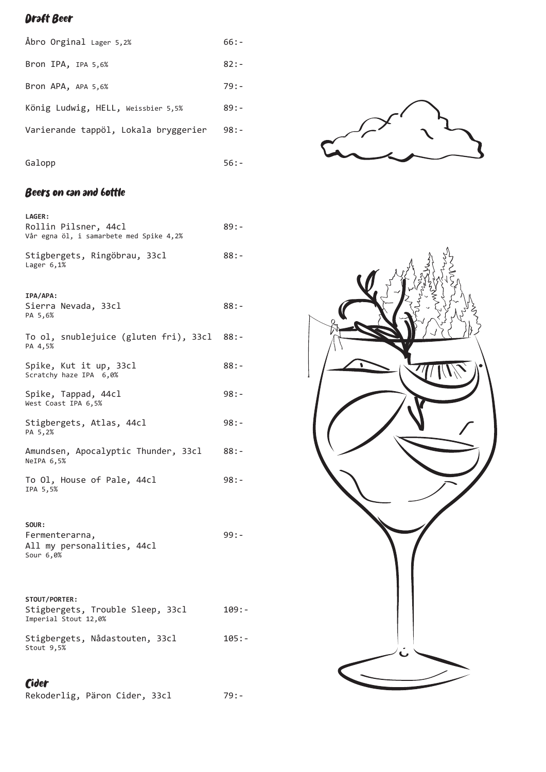## Draft Beer

Åbro Orginal Lager 5,2% 66:-

Bron IPA, IPA 5,6% 82:-

Bron APA, APA 5,6% 79:-

König Ludwig, HELL, Weissbier 5,5% 89:-

Varierande tappöl, Lokala bryggerier 98:-

Galopp 56:-

## Beers on can and bottle

**LAGER:**

Rollin Pilsner, 44cl 89:-
Vår egna öl, i samarbete med Spike 4,2%

Stigbergets, Ringöbrau, 33cl 88:-
Lager 6,1%

**IPA/APA:**

Sierra Nevada, 33cl 88:-
PA 5,6%

To ol, snublejuice (gluten fri), 33cl 88:-
PA 4,5%

Spike, Kut it up, 33cl 88:-
Scratchy haze IPA 6,0%

Spike, Tappad, 44cl 98:-
West Coast IPA 6,5%

Stigbergets, Atlas, 44cl 98:-
PA 5,2%

Amundsen, Apocalyptic Thunder, 33cl 88:-
NeIPA 6,5%

To Ol, House of Pale, 44cl 98:-
IPA 5,5%

**SOUR:**

Fermenterarna,
All my personalities, 44cl 99:-
Sour 6,0%

**STOUT/PORTER:**

Stigbergets, Trouble Sleep, 33cl 109:-
Imperial Stout 12,0%

Stigbergets, Nådastouten, 33cl 105:-
Stout 9,5%

## Cider

Rekoderlig, Päron Cider, 33cl 79:-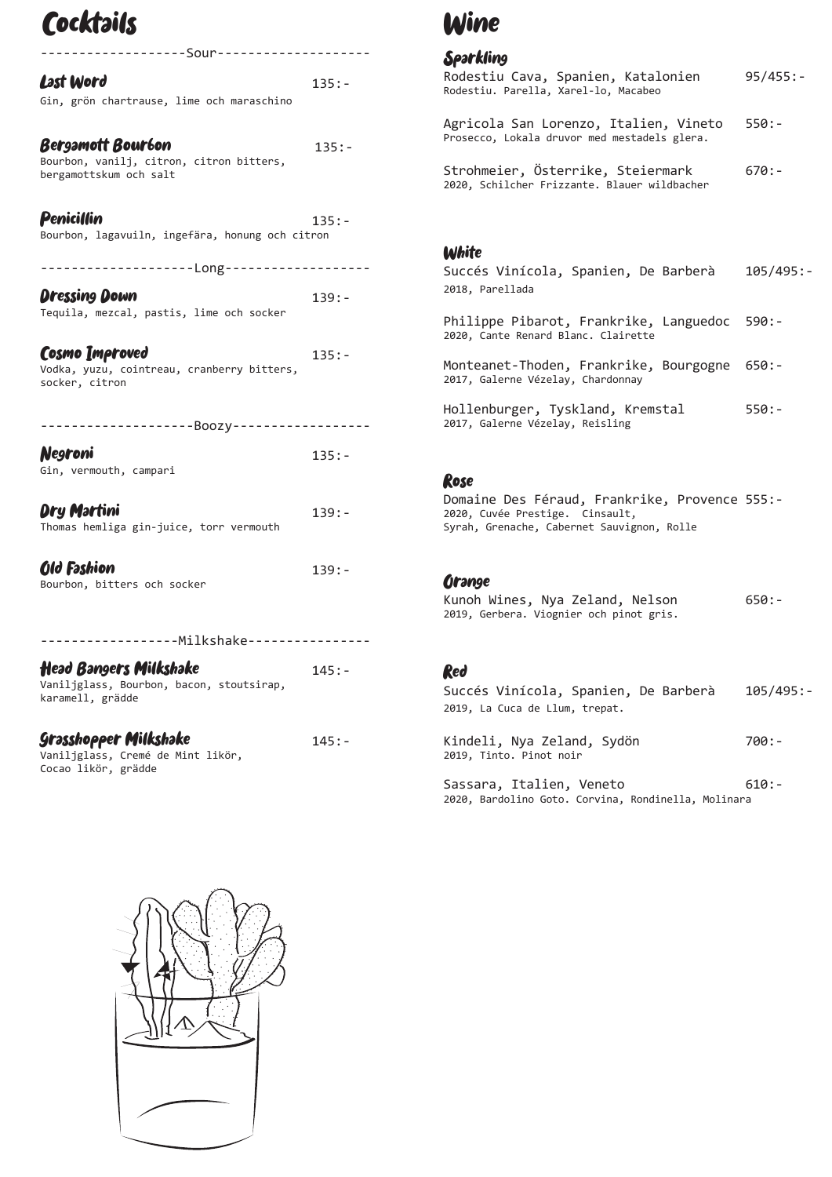# Cocktails

-------------------Sour--------------------

### Last Word
135:-

Gin, grön chartrause, lime och maraschino

### Bergamott Bourbon
135:-

Bourbon, vanilj, citron, citron bitters, bergamottskum och salt

### Penicillin
135:-

Bourbon, lagavuiln, ingefära, honung och citron

--------------------Long-------------------

### Dressing Down
139:-

Tequila, mezcal, pastis, lime och socker

### Cosmo Improved
135:-

Vodka, yuzu, cointreau, cranberry bitters, socker, citron

--------------------Boozy------------------

### Negroni
135:-

Gin, vermouth, campari

### Dry Martini
139:-

Thomas hemliga gin-juice, torr vermouth

### Old Fashion
139:-

Bourbon, bitters och socker

------------------Milkshake----------------

### Head Bangers Milkshake
145:-

Vaniljglass, Bourbon, bacon, stoutsirap, karamell, grädde

### Grasshopper Milkshake
145:-

Vaniljglass, Cremé de Mint likör, Cocao likör, grädde

# Wine

## Sparkling

Rodestiu Cava, Spanien, Katalonien — 95/455:-
Rodestiu. Parella, Xarel-lo, Macabeo

Agricola San Lorenzo, Italien, Vineto — 550:-
Prosecco, Lokala druvor med mestadels glera.

Strohmeier, Österrike, Steiermark — 670:-
2020, Schilcher Frizzante. Blauer wildbacher

## White

Succés Vinícola, Spanien, De Barberà — 105/495:-
2018, Parellada

Philippe Pibarot, Frankrike, Languedoc — 590:-
2020, Cante Renard Blanc. Clairette

Monteanet-Thoden, Frankrike, Bourgogne — 650:-
2017, Galerne Vézelay, Chardonnay

Hollenburger, Tyskland, Kremstal — 550:-
2017, Galerne Vézelay, Reisling

## Rose

Domaine Des Féraud, Frankrike, Provence — 555:-
2020, Cuvée Prestige. Cinsault, Syrah, Grenache, Cabernet Sauvignon, Rolle

## Orange

Kunoh Wines, Nya Zeland, Nelson — 650:-
2019, Gerbera. Viognier och pinot gris.

## Red

Succés Vinícola, Spanien, De Barberà — 105/495:-
2019, La Cuca de Llum, trepat.

Kindeli, Nya Zeland, Sydön — 700:-
2019, Tinto. Pinot noir

Sassara, Italien, Veneto — 610:-
2020, Bardolino Goto. Corvina, Rondinella, Molinara